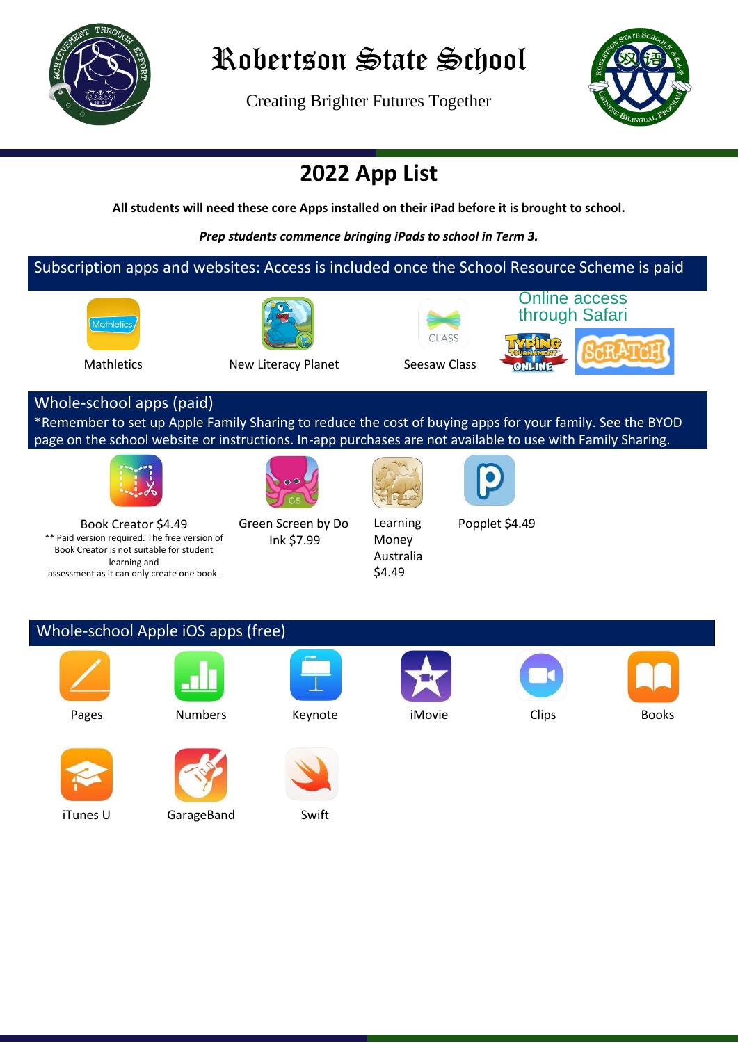# Robertson State School

Creating Brighter Futures Together

## 2022 App List

**All students will need these core Apps installed on their iPad before it is brought to school.**

***Prep students commence bringing iPads to school in Term 3.***

### Subscription apps and websites: Access is included once the School Resource Scheme is paid

- Mathletics
- New Literacy Planet
- Seesaw Class
- Online access through Safari: Typing Tournament Online, Scratch

### Whole-school apps (paid)

*Remember to set up Apple Family Sharing to reduce the cost of buying apps for your family. See the BYOD page on the school website or instructions. In-app purchases are not available to use with Family Sharing.

- Book Creator $4.49
  ** Paid version required. The free version of Book Creator is not suitable for student learning and assessment as it can only create one book.
- Green Screen by Do Ink $7.99
- Learning Money Australia $4.49
- Popplet $4.49

### Whole-school Apple iOS apps (free)

- Pages
- Numbers
- Keynote
- iMovie
- Clips
- Books
- iTunes U
- GarageBand
- Swift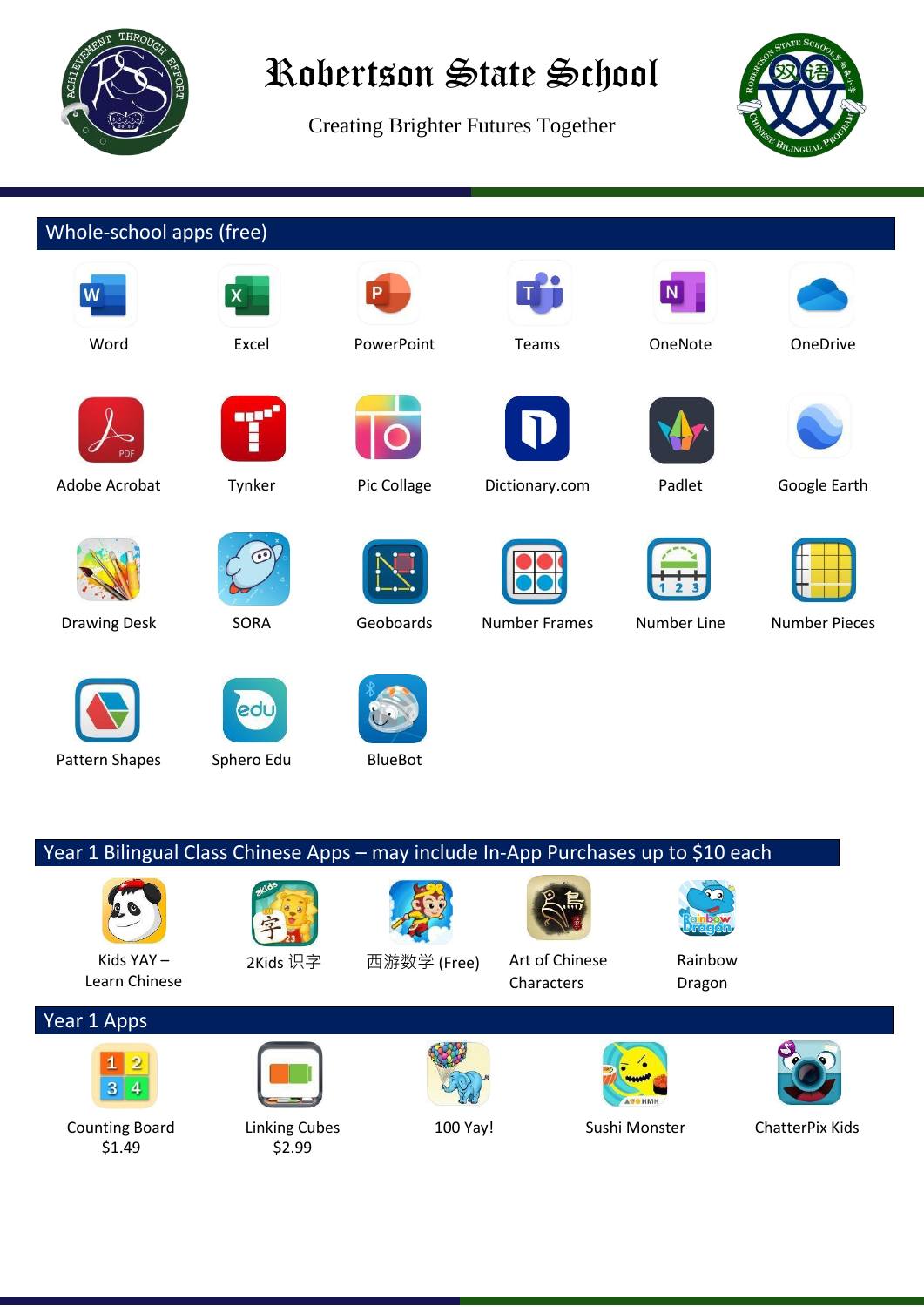# Robertson State School

Creating Brighter Futures Together

## Whole-school apps (free)

| | | | | | |
|---|---|---|---|---|---|
| Word | Excel | PowerPoint | Teams | OneNote | OneDrive |
| Adobe Acrobat | Tynker | Pic Collage | Dictionary.com | Padlet | Google Earth |
| Drawing Desk | SORA | Geoboards | Number Frames | Number Line | Number Pieces |
| Pattern Shapes | Sphero Edu | BlueBot | | | |

## Year 1 Bilingual Class Chinese Apps – may include In-App Purchases up to $10 each

| | | | | |
|---|---|---|---|---|
| Kids YAY – Learn Chinese | 2Kids 识字 | 西游数学 (Free) | Art of Chinese Characters | Rainbow Dragon |

## Year 1 Apps

| | | | | |
|---|---|---|---|---|
| Counting Board $1.49 | Linking Cubes $2.99 | 100 Yay! | Sushi Monster | ChatterPix Kids |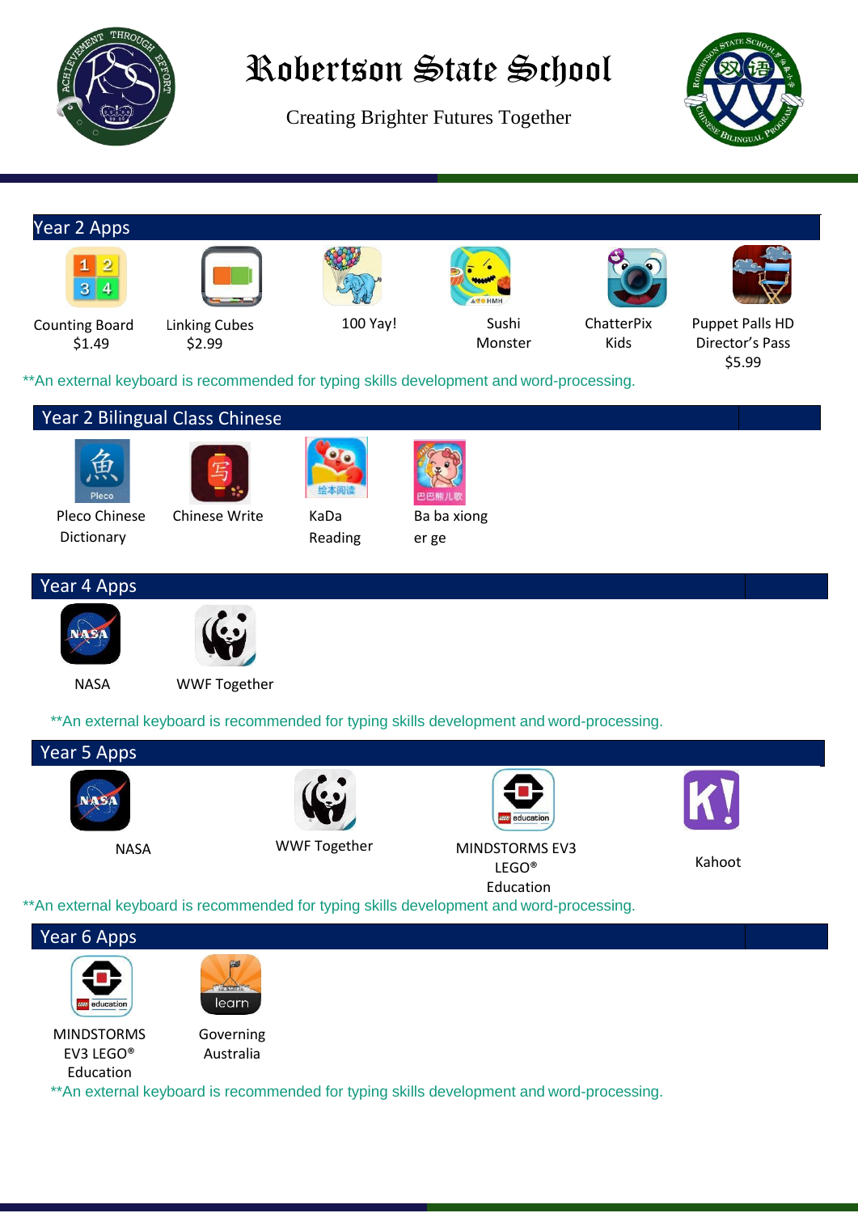# Robertson State School

Creating Brighter Futures Together

## Year 2 Apps

- Counting Board $1.49
- Linking Cubes $2.99
- 100 Yay!
- Sushi Monster
- ChatterPix Kids
- Puppet Palls HD Director's Pass $5.99

**An external keyboard is recommended for typing skills development and word-processing.

## Year 2 Bilingual Class Chinese

- Pleco Chinese Dictionary
- Chinese Write
- KaDa Reading
- Ba ba xiong er ge

## Year 4 Apps

- NASA
- WWF Together

**An external keyboard is recommended for typing skills development and word-processing.

## Year 5 Apps

- NASA
- WWF Together
- MINDSTORMS EV3 LEGO® Education
- Kahoot

**An external keyboard is recommended for typing skills development and word-processing.

## Year 6 Apps

- MINDSTORMS EV3 LEGO® Education
- Governing Australia

**An external keyboard is recommended for typing skills development and word-processing.